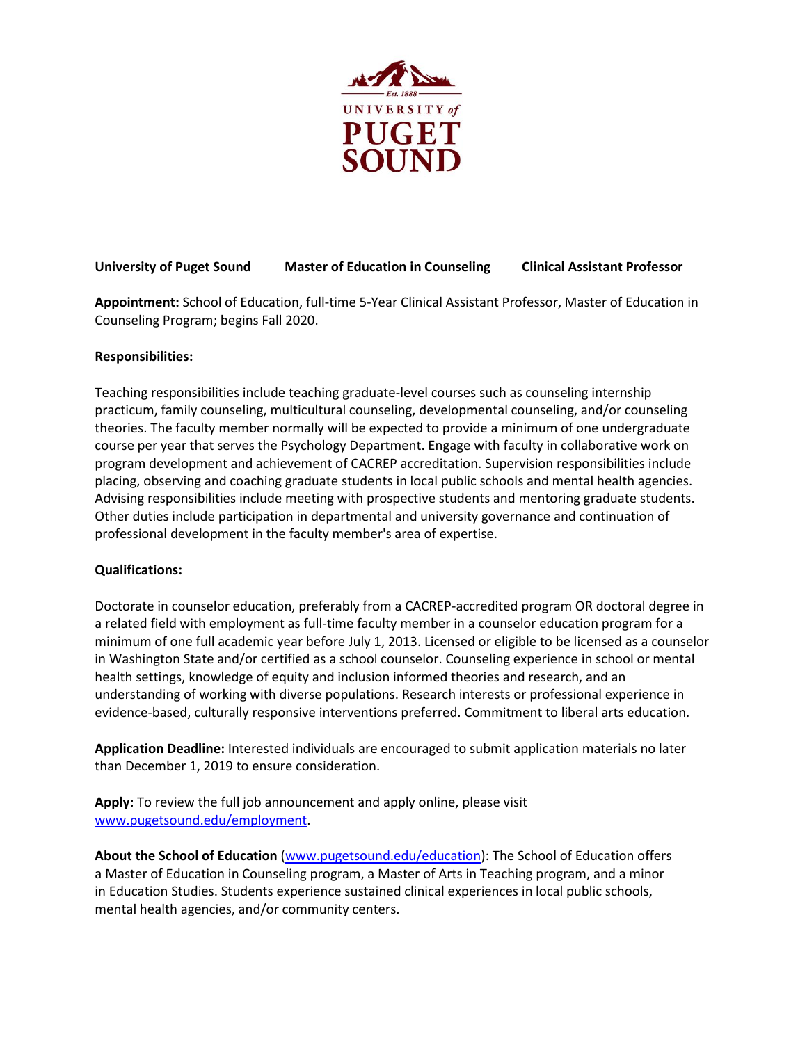UNIVERSITY of PUGET SOUND

Est. 1888

**University of Puget Sound** **Master of Education in Counseling** **Clinical Assistant Professor**

**Appointment:** School of Education, full-time 5-Year Clinical Assistant Professor, Master of Education in Counseling Program; begins Fall 2020.

**Responsibilities:**

Teaching responsibilities include teaching graduate-level courses such as counseling internship practicum, family counseling, multicultural counseling, developmental counseling, and/or counseling theories. The faculty member normally will be expected to provide a minimum of one undergraduate course per year that serves the Psychology Department. Engage with faculty in collaborative work on program development and achievement of CACREP accreditation. Supervision responsibilities include placing, observing and coaching graduate students in local public schools and mental health agencies. Advising responsibilities include meeting with prospective students and mentoring graduate students. Other duties include participation in departmental and university governance and continuation of professional development in the faculty member's area of expertise.

**Qualifications:**

Doctorate in counselor education, preferably from a CACREP-accredited program OR doctoral degree in a related field with employment as full-time faculty member in a counselor education program for a minimum of one full academic year before July 1, 2013. Licensed or eligible to be licensed as a counselor in Washington State and/or certified as a school counselor. Counseling experience in school or mental health settings, knowledge of equity and inclusion informed theories and research, and an understanding of working with diverse populations. Research interests or professional experience in evidence-based, culturally responsive interventions preferred. Commitment to liberal arts education.

**Application Deadline:** Interested individuals are encouraged to submit application materials no later than December 1, 2019 to ensure consideration.

**Apply:** To review the full job announcement and apply online, please visit [www.pugetsound.edu/employment](http://www.pugetsound.edu/employment).

**About the School of Education** ([www.pugetsound.edu/education](http://www.pugetsound.edu/education)): The School of Education offers a Master of Education in Counseling program, a Master of Arts in Teaching program, and a minor in Education Studies. Students experience sustained clinical experiences in local public schools, mental health agencies, and/or community centers.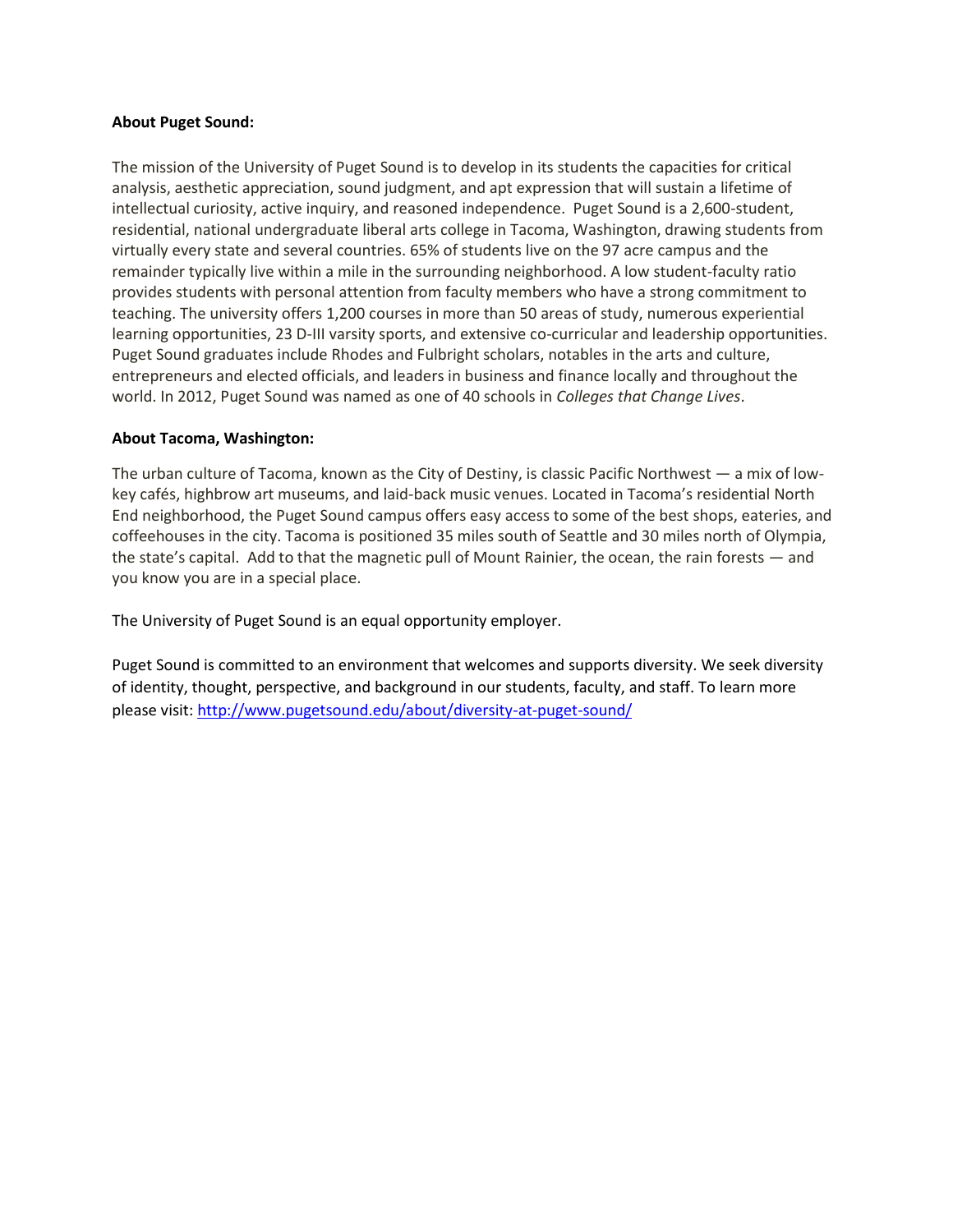**About Puget Sound:**

The mission of the University of Puget Sound is to develop in its students the capacities for critical analysis, aesthetic appreciation, sound judgment, and apt expression that will sustain a lifetime of intellectual curiosity, active inquiry, and reasoned independence. Puget Sound is a 2,600-student, residential, national undergraduate liberal arts college in Tacoma, Washington, drawing students from virtually every state and several countries. 65% of students live on the 97 acre campus and the remainder typically live within a mile in the surrounding neighborhood. A low student-faculty ratio provides students with personal attention from faculty members who have a strong commitment to teaching. The university offers 1,200 courses in more than 50 areas of study, numerous experiential learning opportunities, 23 D-III varsity sports, and extensive co-curricular and leadership opportunities. Puget Sound graduates include Rhodes and Fulbright scholars, notables in the arts and culture, entrepreneurs and elected officials, and leaders in business and finance locally and throughout the world. In 2012, Puget Sound was named as one of 40 schools in *Colleges that Change Lives*.

**About Tacoma, Washington:**

The urban culture of Tacoma, known as the City of Destiny, is classic Pacific Northwest — a mix of low-key cafés, highbrow art museums, and laid-back music venues. Located in Tacoma's residential North End neighborhood, the Puget Sound campus offers easy access to some of the best shops, eateries, and coffeehouses in the city. Tacoma is positioned 35 miles south of Seattle and 30 miles north of Olympia, the state's capital. Add to that the magnetic pull of Mount Rainier, the ocean, the rain forests — and you know you are in a special place.

The University of Puget Sound is an equal opportunity employer.

Puget Sound is committed to an environment that welcomes and supports diversity. We seek diversity of identity, thought, perspective, and background in our students, faculty, and staff. To learn more please visit: http://www.pugetsound.edu/about/diversity-at-puget-sound/